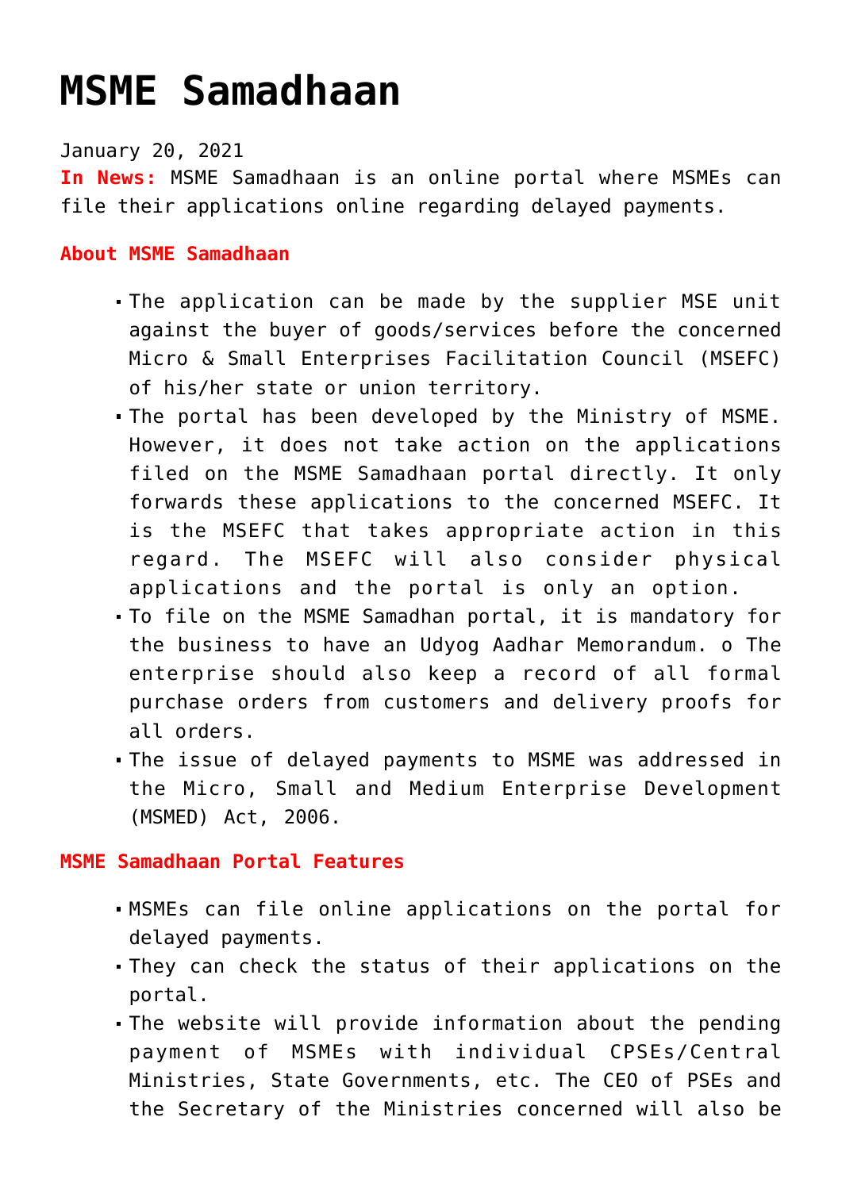# MSME Samadhaan

January 20, 2021

**In News:** MSME Samadhaan is an online portal where MSMEs can file their applications online regarding delayed payments.

**About MSME Samadhaan**

- The application can be made by the supplier MSE unit against the buyer of goods/services before the concerned Micro & Small Enterprises Facilitation Council (MSEFC) of his/her state or union territory.
- The portal has been developed by the Ministry of MSME. However, it does not take action on the applications filed on the MSME Samadhaan portal directly. It only forwards these applications to the concerned MSEFC. It is the MSEFC that takes appropriate action in this regard. The MSEFC will also consider physical applications and the portal is only an option.
- To file on the MSME Samadhan portal, it is mandatory for the business to have an Udyog Aadhar Memorandum. o The enterprise should also keep a record of all formal purchase orders from customers and delivery proofs for all orders.
- The issue of delayed payments to MSME was addressed in the Micro, Small and Medium Enterprise Development (MSMED) Act, 2006.

**MSME Samadhaan Portal Features**

- MSMEs can file online applications on the portal for delayed payments.
- They can check the status of their applications on the portal.
- The website will provide information about the pending payment of MSMEs with individual CPSEs/Central Ministries, State Governments, etc. The CEO of PSEs and the Secretary of the Ministries concerned will also be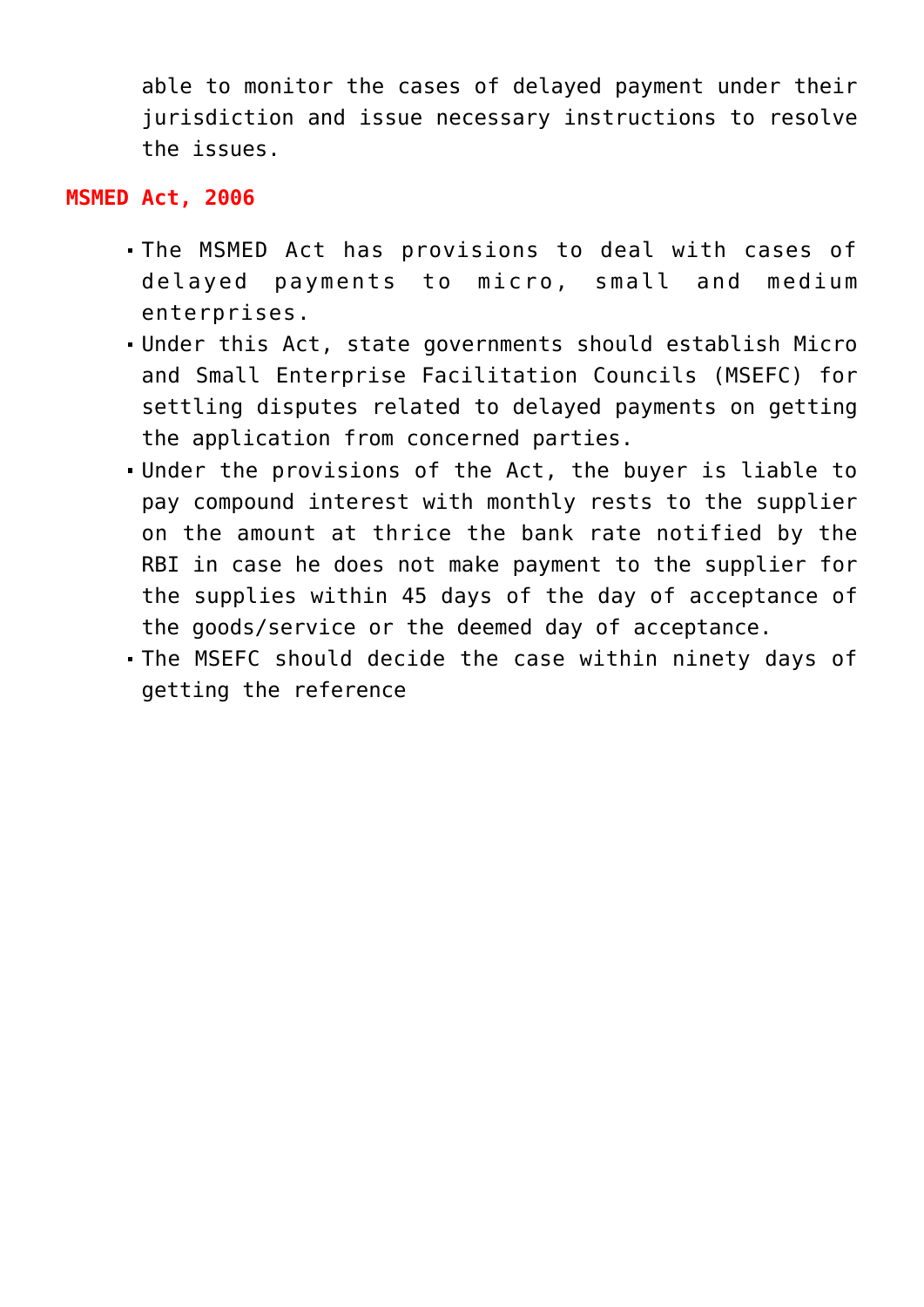able to monitor the cases of delayed payment under their jurisdiction and issue necessary instructions to resolve the issues.

## MSMED Act, 2006

- The MSMED Act has provisions to deal with cases of delayed payments to micro, small and medium enterprises.
- Under this Act, state governments should establish Micro and Small Enterprise Facilitation Councils (MSEFC) for settling disputes related to delayed payments on getting the application from concerned parties.
- Under the provisions of the Act, the buyer is liable to pay compound interest with monthly rests to the supplier on the amount at thrice the bank rate notified by the RBI in case he does not make payment to the supplier for the supplies within 45 days of the day of acceptance of the goods/service or the deemed day of acceptance.
- The MSEFC should decide the case within ninety days of getting the reference